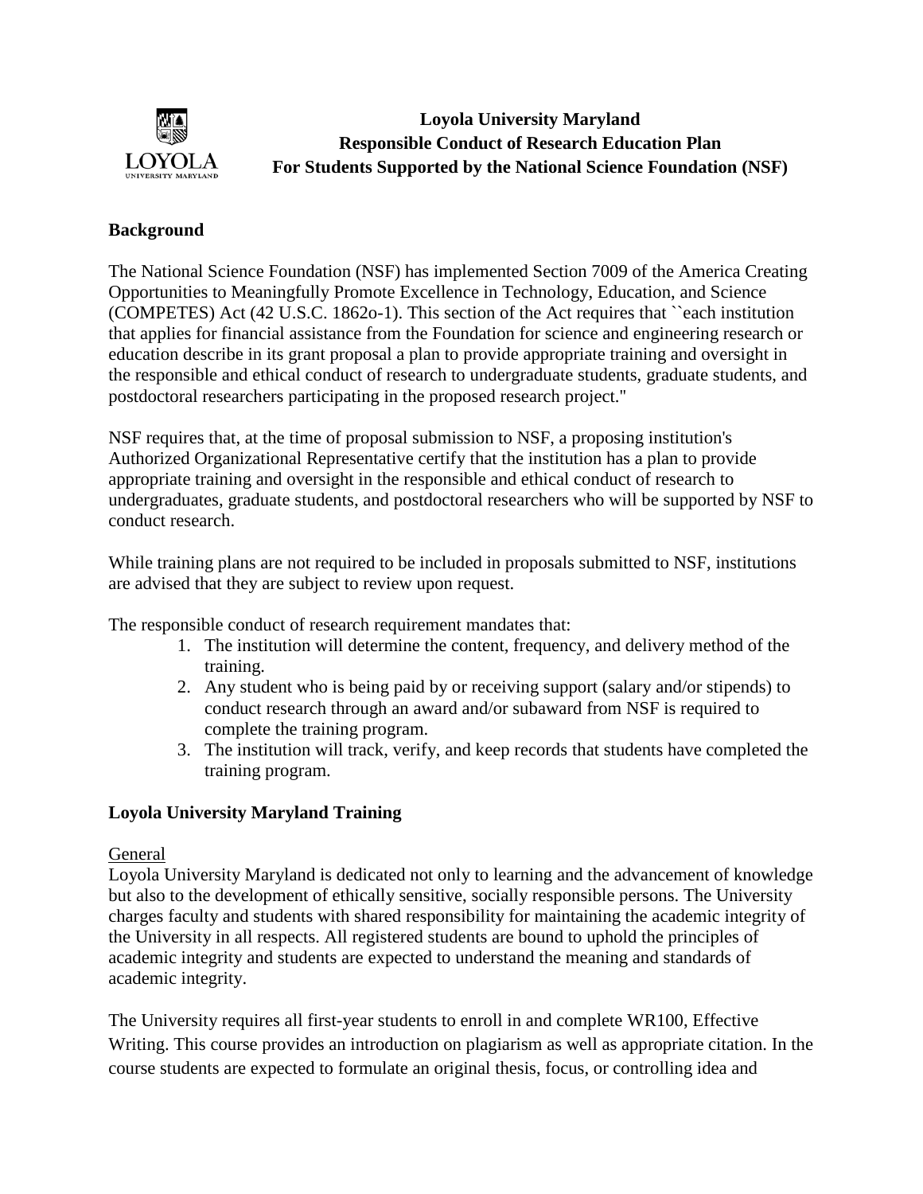# Loyola University Maryland
# Responsible Conduct of Research Education Plan
# For Students Supported by the National Science Foundation (NSF)

## Background

The National Science Foundation (NSF) has implemented Section 7009 of the America Creating Opportunities to Meaningfully Promote Excellence in Technology, Education, and Science (COMPETES) Act (42 U.S.C. 1862o-1). This section of the Act requires that ``each institution that applies for financial assistance from the Foundation for science and engineering research or education describe in its grant proposal a plan to provide appropriate training and oversight in the responsible and ethical conduct of research to undergraduate students, graduate students, and postdoctoral researchers participating in the proposed research project."

NSF requires that, at the time of proposal submission to NSF, a proposing institution's Authorized Organizational Representative certify that the institution has a plan to provide appropriate training and oversight in the responsible and ethical conduct of research to undergraduates, graduate students, and postdoctoral researchers who will be supported by NSF to conduct research.

While training plans are not required to be included in proposals submitted to NSF, institutions are advised that they are subject to review upon request.

The responsible conduct of research requirement mandates that:

1. The institution will determine the content, frequency, and delivery method of the training.
2. Any student who is being paid by or receiving support (salary and/or stipends) to conduct research through an award and/or subaward from NSF is required to complete the training program.
3. The institution will track, verify, and keep records that students have completed the training program.

## Loyola University Maryland Training

General

Loyola University Maryland is dedicated not only to learning and the advancement of knowledge but also to the development of ethically sensitive, socially responsible persons. The University charges faculty and students with shared responsibility for maintaining the academic integrity of the University in all respects. All registered students are bound to uphold the principles of academic integrity and students are expected to understand the meaning and standards of academic integrity.

The University requires all first-year students to enroll in and complete WR100, Effective Writing. This course provides an introduction on plagiarism as well as appropriate citation. In the course students are expected to formulate an original thesis, focus, or controlling idea and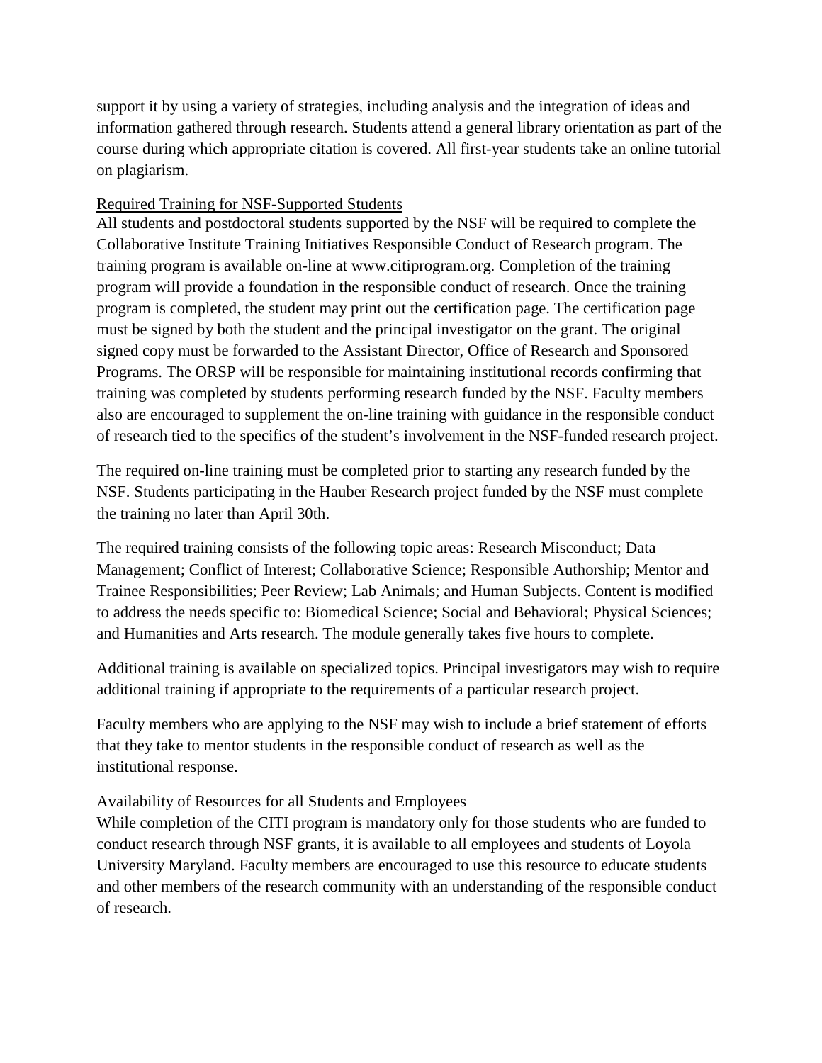support it by using a variety of strategies, including analysis and the integration of ideas and information gathered through research. Students attend a general library orientation as part of the course during which appropriate citation is covered. All first-year students take an online tutorial on plagiarism.

<u>Required Training for NSF-Supported Students</u>

All students and postdoctoral students supported by the NSF will be required to complete the Collaborative Institute Training Initiatives Responsible Conduct of Research program. The training program is available on-line at www.citiprogram.org. Completion of the training program will provide a foundation in the responsible conduct of research. Once the training program is completed, the student may print out the certification page. The certification page must be signed by both the student and the principal investigator on the grant. The original signed copy must be forwarded to the Assistant Director, Office of Research and Sponsored Programs. The ORSP will be responsible for maintaining institutional records confirming that training was completed by students performing research funded by the NSF. Faculty members also are encouraged to supplement the on-line training with guidance in the responsible conduct of research tied to the specifics of the student's involvement in the NSF-funded research project.

The required on-line training must be completed prior to starting any research funded by the NSF. Students participating in the Hauber Research project funded by the NSF must complete the training no later than April 30th.

The required training consists of the following topic areas: Research Misconduct; Data Management; Conflict of Interest; Collaborative Science; Responsible Authorship; Mentor and Trainee Responsibilities; Peer Review; Lab Animals; and Human Subjects. Content is modified to address the needs specific to: Biomedical Science; Social and Behavioral; Physical Sciences; and Humanities and Arts research. The module generally takes five hours to complete.

Additional training is available on specialized topics. Principal investigators may wish to require additional training if appropriate to the requirements of a particular research project.

Faculty members who are applying to the NSF may wish to include a brief statement of efforts that they take to mentor students in the responsible conduct of research as well as the institutional response.

<u>Availability of Resources for all Students and Employees</u>

While completion of the CITI program is mandatory only for those students who are funded to conduct research through NSF grants, it is available to all employees and students of Loyola University Maryland. Faculty members are encouraged to use this resource to educate students and other members of the research community with an understanding of the responsible conduct of research.